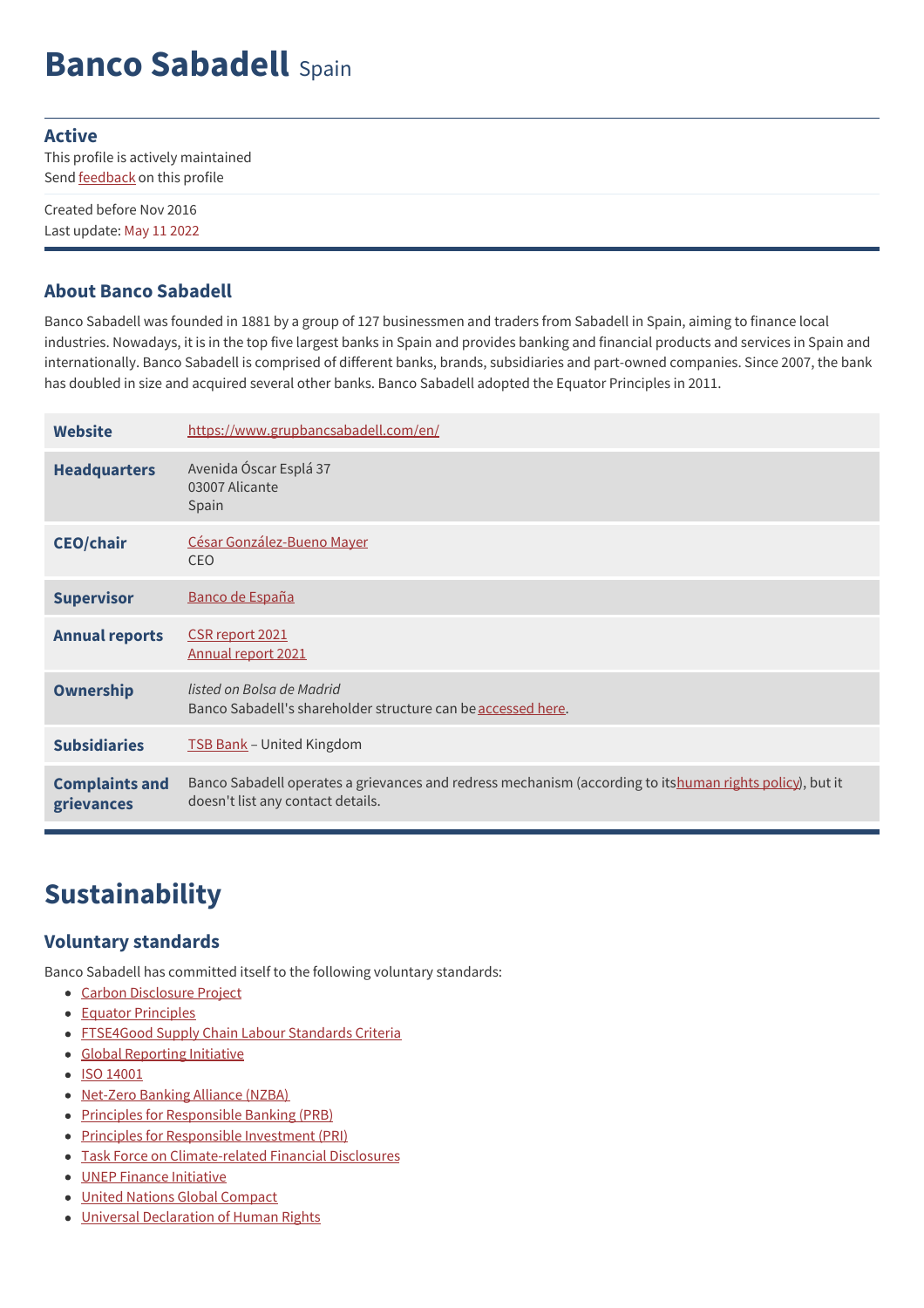# Banco Sabadell Spain

**Active**
This profile is actively maintained
Send feedback on this profile

Created before Nov 2016
Last update: May 11 2022

## About Banco Sabadell

Banco Sabadell was founded in 1881 by a group of 127 businessmen and traders from Sabadell in Spain, aiming to finance local industries. Nowadays, it is in the top five largest banks in Spain and provides banking and financial products and services in Spain and internationally. Banco Sabadell is comprised of different banks, brands, subsidiaries and part-owned companies. Since 2007, the bank has doubled in size and acquired several other banks. Banco Sabadell adopted the Equator Principles in 2011.

| | |
|---|---|
| **Website** | https://www.grupbancsabadell.com/en/ |
| **Headquarters** | Avenida Óscar Esplá 37<br>03007 Alicante<br>Spain |
| **CEO/chair** | César González-Bueno Mayer<br>CEO |
| **Supervisor** | Banco de España |
| **Annual reports** | CSR report 2021<br>Annual report 2021 |
| **Ownership** | *listed on Bolsa de Madrid*<br>Banco Sabadell's shareholder structure can be accessed here. |
| **Subsidiaries** | TSB Bank – United Kingdom |
| **Complaints and grievances** | Banco Sabadell operates a grievances and redress mechanism (according to its human rights policy), but it doesn't list any contact details. |

# Sustainability

## Voluntary standards

Banco Sabadell has committed itself to the following voluntary standards:

- Carbon Disclosure Project
- Equator Principles
- FTSE4Good Supply Chain Labour Standards Criteria
- Global Reporting Initiative
- ISO 14001
- Net-Zero Banking Alliance (NZBA)
- Principles for Responsible Banking (PRB)
- Principles for Responsible Investment (PRI)
- Task Force on Climate-related Financial Disclosures
- UNEP Finance Initiative
- United Nations Global Compact
- Universal Declaration of Human Rights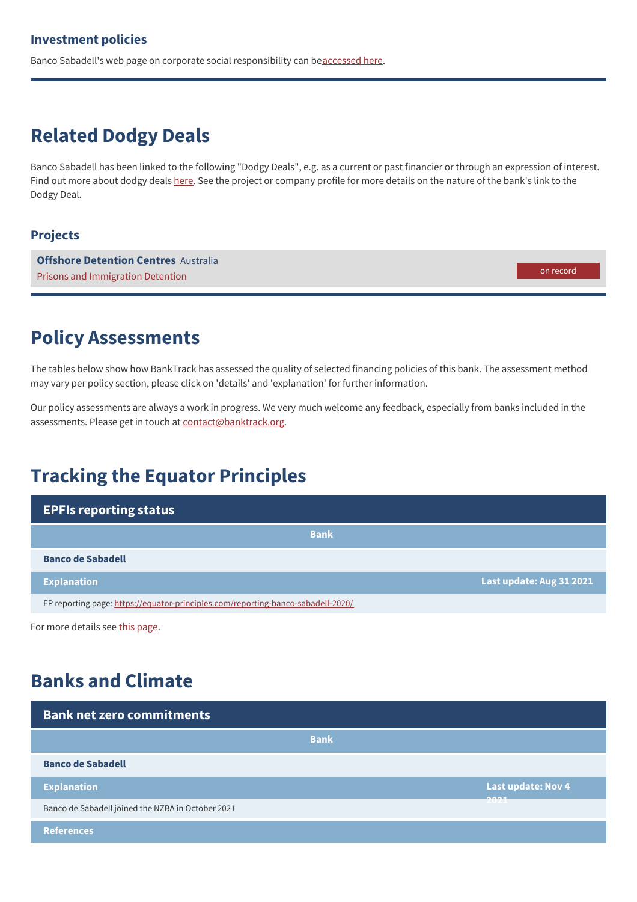### Investment policies

Banco Sabadell's web page on corporate social responsibility can be accessed here.

## Related Dodgy Deals

Banco Sabadell has been linked to the following "Dodgy Deals", e.g. as a current or past financier or through an expression of interest. Find out more about dodgy deals here. See the project or company profile for more details on the nature of the bank's link to the Dodgy Deal.

### Projects

| | |
|---|---|
| **Offshore Detention Centres** Australia<br>Prisons and Immigration Detention | on record |

## Policy Assessments

The tables below show how BankTrack has assessed the quality of selected financing policies of this bank. The assessment method may vary per policy section, please click on 'details' and 'explanation' for further information.

Our policy assessments are always a work in progress. We very much welcome any feedback, especially from banks included in the assessments. Please get in touch at contact@banktrack.org.

## Tracking the Equator Principles

| EPFIs reporting status | |
|---|---|
| **Bank** | |
| **Banco de Sabadell** | |
| **Explanation** | **Last update: Aug 31 2021** |
| EP reporting page: https://equator-principles.com/reporting-banco-sabadell-2020/ | |

For more details see this page.

## Banks and Climate

| Bank net zero commitments | |
|---|---|
| **Bank** | |
| **Banco de Sabadell** | |
| **Explanation** | **Last update: Nov 4 2021** |
| Banco de Sabadell joined the NZBA in October 2021 | |
| **References** | |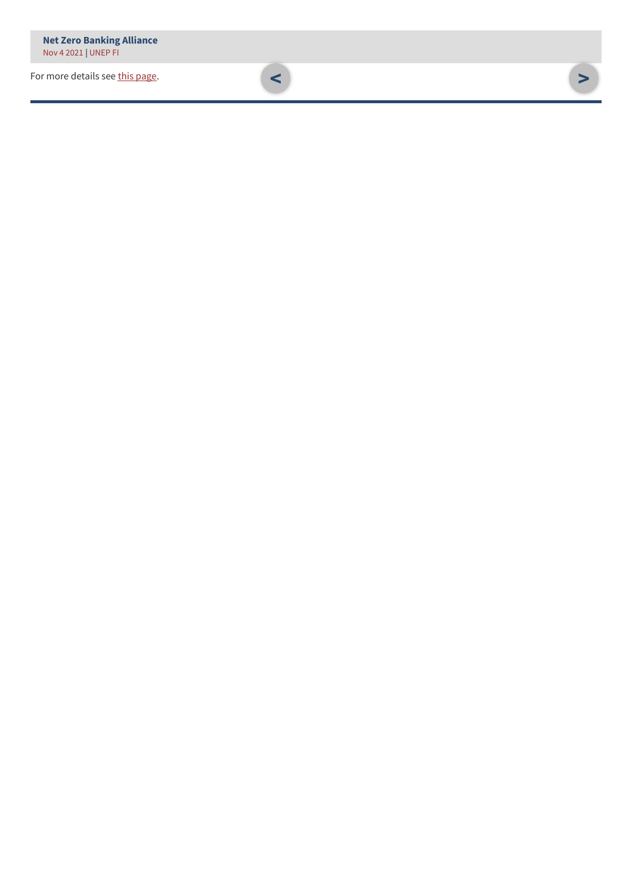**Net Zero Banking Alliance**
Nov 4 2021 | UNEP FI

For more details see this page.